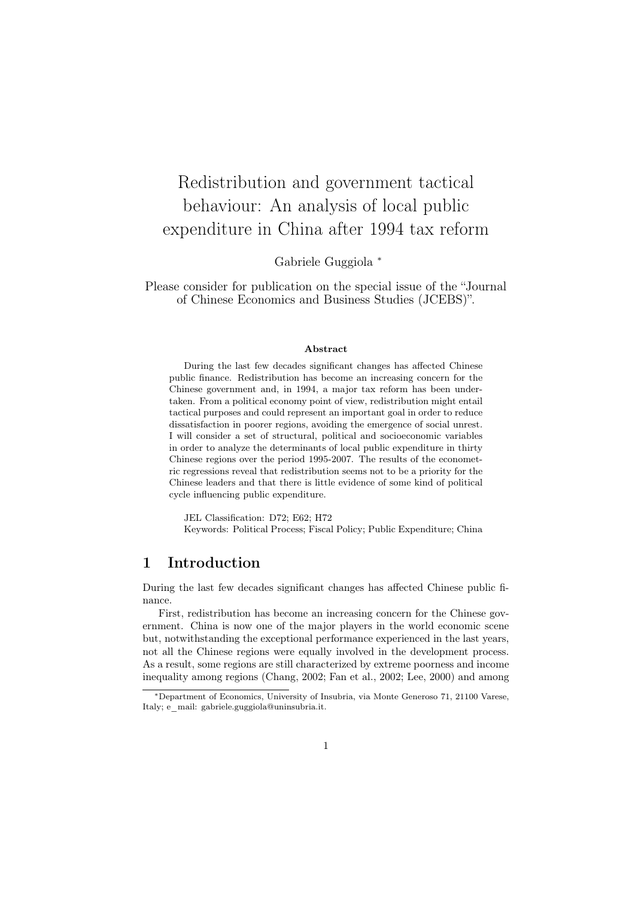# Redistribution and government tactical behaviour: An analysis of local public expenditure in China after 1994 tax reform

Gabriele Guggiola [*]

Please consider for publication on the special issue of the "Journal of Chinese Economics and Business Studies (JCEBS)".

### Abstract

During the last few decades significant changes has affected Chinese public finance. Redistribution has become an increasing concern for the Chinese government and, in 1994, a major tax reform has been undertaken. From a political economy point of view, redistribution might entail tactical purposes and could represent an important goal in order to reduce dissatisfaction in poorer regions, avoiding the emergence of social unrest. I will consider a set of structural, political and socioeconomic variables in order to analyze the determinants of local public expenditure in thirty Chinese regions over the period 1995-2007. The results of the econometric regressions reveal that redistribution seems not to be a priority for the Chinese leaders and that there is little evidence of some kind of political cycle influencing public expenditure.

JEL Classification: D72; E62; H72

Keywords: Political Process; Fiscal Policy; Public Expenditure; China

## 1 Introduction

During the last few decades significant changes has affected Chinese public finance.

First, redistribution has become an increasing concern for the Chinese government. China is now one of the major players in the world economic scene but, notwithstanding the exceptional performance experienced in the last years, not all the Chinese regions were equally involved in the development process. As a result, some regions are still characterized by extreme poorness and income inequality among regions (Chang, 2002; Fan et al., 2002; Lee, 2000) and among

[*] Department of Economics, University of Insubria, via Monte Generoso 71, 21100 Varese, Italy; e_mail: gabriele.guggiola@uninsubria.it.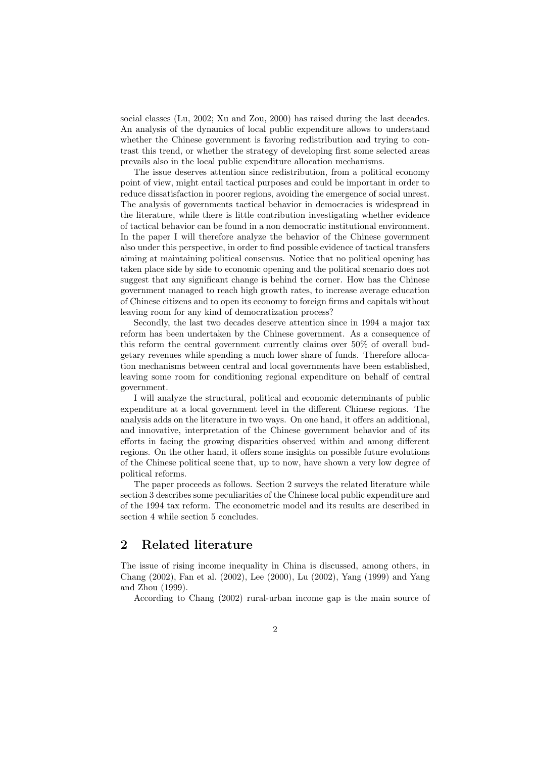social classes (Lu, 2002; Xu and Zou, 2000) has raised during the last decades. An analysis of the dynamics of local public expenditure allows to understand whether the Chinese government is favoring redistribution and trying to contrast this trend, or whether the strategy of developing first some selected areas prevails also in the local public expenditure allocation mechanisms.

The issue deserves attention since redistribution, from a political economy point of view, might entail tactical purposes and could be important in order to reduce dissatisfaction in poorer regions, avoiding the emergence of social unrest. The analysis of governments tactical behavior in democracies is widespread in the literature, while there is little contribution investigating whether evidence of tactical behavior can be found in a non democratic institutional environment. In the paper I will therefore analyze the behavior of the Chinese government also under this perspective, in order to find possible evidence of tactical transfers aiming at maintaining political consensus. Notice that no political opening has taken place side by side to economic opening and the political scenario does not suggest that any significant change is behind the corner. How has the Chinese government managed to reach high growth rates, to increase average education of Chinese citizens and to open its economy to foreign firms and capitals without leaving room for any kind of democratization process?

Secondly, the last two decades deserve attention since in 1994 a major tax reform has been undertaken by the Chinese government. As a consequence of this reform the central government currently claims over 50% of overall budgetary revenues while spending a much lower share of funds. Therefore allocation mechanisms between central and local governments have been established, leaving some room for conditioning regional expenditure on behalf of central government.

I will analyze the structural, political and economic determinants of public expenditure at a local government level in the different Chinese regions. The analysis adds on the literature in two ways. On one hand, it offers an additional, and innovative, interpretation of the Chinese government behavior and of its efforts in facing the growing disparities observed within and among different regions. On the other hand, it offers some insights on possible future evolutions of the Chinese political scene that, up to now, have shown a very low degree of political reforms.

The paper proceeds as follows. Section 2 surveys the related literature while section 3 describes some peculiarities of the Chinese local public expenditure and of the 1994 tax reform. The econometric model and its results are described in section 4 while section 5 concludes.

## 2 Related literature

The issue of rising income inequality in China is discussed, among others, in Chang (2002), Fan et al. (2002), Lee (2000), Lu (2002), Yang (1999) and Yang and Zhou (1999).

According to Chang (2002) rural-urban income gap is the main source of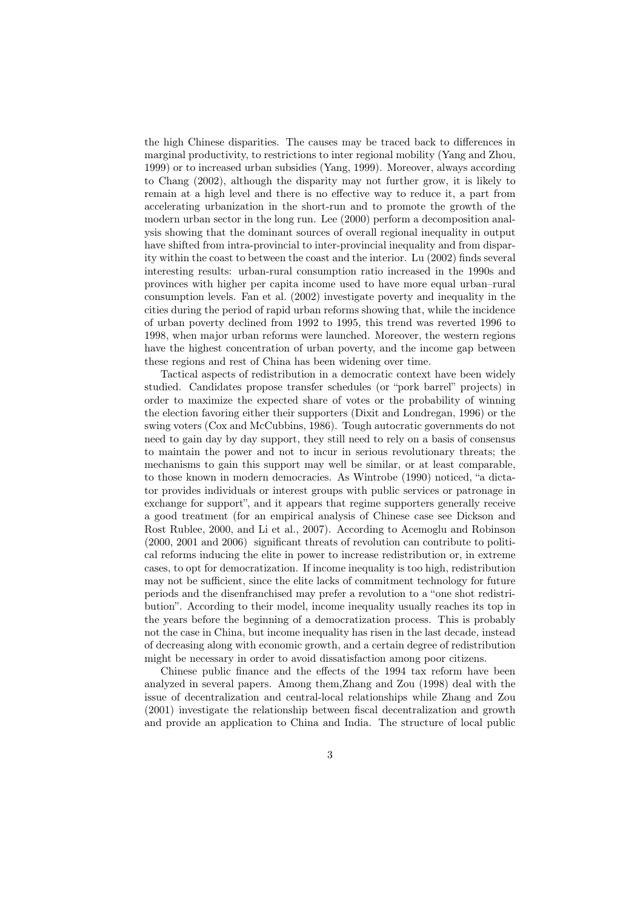the high Chinese disparities. The causes may be traced back to differences in marginal productivity, to restrictions to inter regional mobility (Yang and Zhou, 1999) or to increased urban subsidies (Yang, 1999). Moreover, always according to Chang (2002), although the disparity may not further grow, it is likely to remain at a high level and there is no effective way to reduce it, a part from accelerating urbanization in the short-run and to promote the growth of the modern urban sector in the long run. Lee (2000) perform a decomposition analysis showing that the dominant sources of overall regional inequality in output have shifted from intra-provincial to inter-provincial inequality and from disparity within the coast to between the coast and the interior. Lu (2002) finds several interesting results: urban-rural consumption ratio increased in the 1990s and provinces with higher per capita income used to have more equal urban–rural consumption levels. Fan et al. (2002) investigate poverty and inequality in the cities during the period of rapid urban reforms showing that, while the incidence of urban poverty declined from 1992 to 1995, this trend was reverted 1996 to 1998, when major urban reforms were launched. Moreover, the western regions have the highest concentration of urban poverty, and the income gap between these regions and rest of China has been widening over time.

Tactical aspects of redistribution in a democratic context have been widely studied. Candidates propose transfer schedules (or "pork barrel" projects) in order to maximize the expected share of votes or the probability of winning the election favoring either their supporters (Dixit and Londregan, 1996) or the swing voters (Cox and McCubbins, 1986). Tough autocratic governments do not need to gain day by day support, they still need to rely on a basis of consensus to maintain the power and not to incur in serious revolutionary threats; the mechanisms to gain this support may well be similar, or at least comparable, to those known in modern democracies. As Wintrobe (1990) noticed, "a dictator provides individuals or interest groups with public services or patronage in exchange for support", and it appears that regime supporters generally receive a good treatment (for an empirical analysis of Chinese case see Dickson and Rost Rublee, 2000, and Li et al., 2007). According to Acemoglu and Robinson (2000, 2001 and 2006) significant threats of revolution can contribute to political reforms inducing the elite in power to increase redistribution or, in extreme cases, to opt for democratization. If income inequality is too high, redistribution may not be sufficient, since the elite lacks of commitment technology for future periods and the disenfranchised may prefer a revolution to a "one shot redistribution". According to their model, income inequality usually reaches its top in the years before the beginning of a democratization process. This is probably not the case in China, but income inequality has risen in the last decade, instead of decreasing along with economic growth, and a certain degree of redistribution might be necessary in order to avoid dissatisfaction among poor citizens.

Chinese public finance and the effects of the 1994 tax reform have been analyzed in several papers. Among them,Zhang and Zou (1998) deal with the issue of decentralization and central-local relationships while Zhang and Zou (2001) investigate the relationship between fiscal decentralization and growth and provide an application to China and India. The structure of local public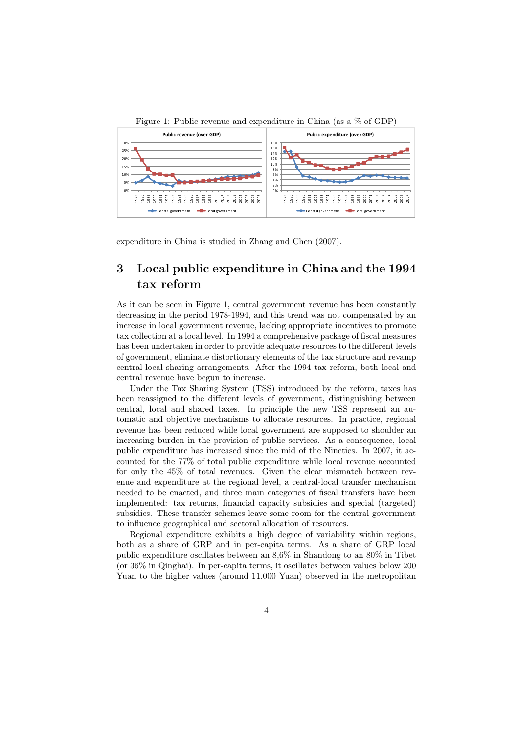Figure 1: Public revenue and expenditure in China (as a % of GDP)

expenditure in China is studied in Zhang and Chen (2007).

## 3 Local public expenditure in China and the 1994 tax reform

As it can be seen in Figure 1, central government revenue has been constantly decreasing in the period 1978-1994, and this trend was not compensated by an increase in local government revenue, lacking appropriate incentives to promote tax collection at a local level. In 1994 a comprehensive package of fiscal measures has been undertaken in order to provide adequate resources to the different levels of government, eliminate distortionary elements of the tax structure and revamp central-local sharing arrangements. After the 1994 tax reform, both local and central revenue have begun to increase.

Under the Tax Sharing System (TSS) introduced by the reform, taxes has been reassigned to the different levels of government, distinguishing between central, local and shared taxes. In principle the new TSS represent an automatic and objective mechanisms to allocate resources. In practice, regional revenue has been reduced while local government are supposed to shoulder an increasing burden in the provision of public services. As a consequence, local public expenditure has increased since the mid of the Nineties. In 2007, it accounted for the 77% of total public expenditure while local revenue accounted for only the 45% of total revenues. Given the clear mismatch between revenue and expenditure at the regional level, a central-local transfer mechanism needed to be enacted, and three main categories of fiscal transfers have been implemented: tax returns, financial capacity subsidies and special (targeted) subsidies. These transfer schemes leave some room for the central government to influence geographical and sectoral allocation of resources.

Regional expenditure exhibits a high degree of variability within regions, both as a share of GRP and in per-capita terms. As a share of GRP local public expenditure oscillates between an 8,6% in Shandong to an 80% in Tibet (or 36% in Qinghai). In per-capita terms, it oscillates between values below 200 Yuan to the higher values (around 11.000 Yuan) observed in the metropolitan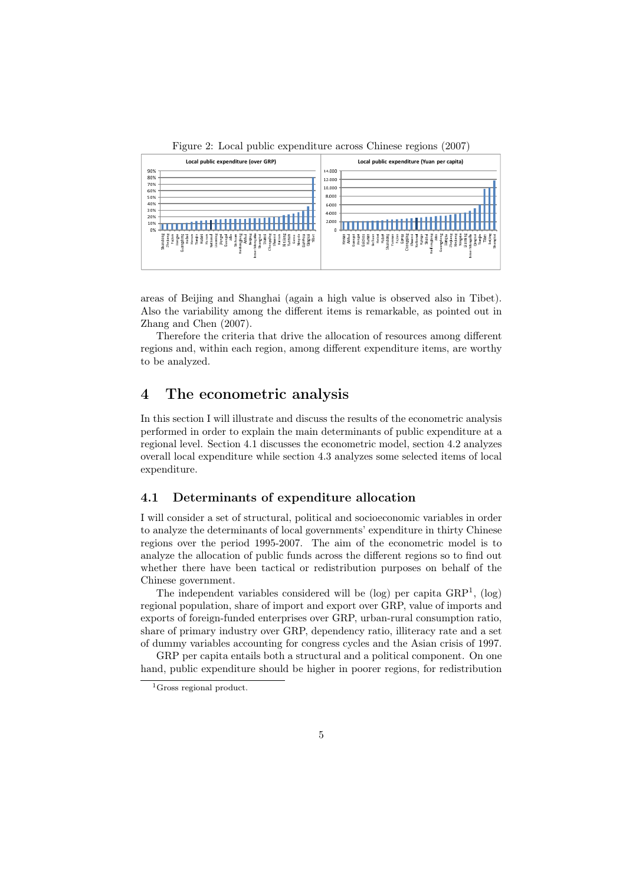Figure 2: Local public expenditure across Chinese regions (2007)

areas of Beijing and Shanghai (again a high value is observed also in Tibet). Also the variability among the different items is remarkable, as pointed out in Zhang and Chen (2007).

Therefore the criteria that drive the allocation of resources among different regions and, within each region, among different expenditure items, are worthy to be analyzed.

# 4 The econometric analysis

In this section I will illustrate and discuss the results of the econometric analysis performed in order to explain the main determinants of public expenditure at a regional level. Section 4.1 discusses the econometric model, section 4.2 analyzes overall local expenditure while section 4.3 analyzes some selected items of local expenditure.

## 4.1 Determinants of expenditure allocation

I will consider a set of structural, political and socioeconomic variables in order to analyze the determinants of local governments' expenditure in thirty Chinese regions over the period 1995-2007. The aim of the econometric model is to analyze the allocation of public funds across the different regions so to find out whether there have been tactical or redistribution purposes on behalf of the Chinese government.

The independent variables considered will be (log) per capita GRP[1], (log) regional population, share of import and export over GRP, value of imports and exports of foreign-funded enterprises over GRP, urban-rural consumption ratio, share of primary industry over GRP, dependency ratio, illiteracy rate and a set of dummy variables accounting for congress cycles and the Asian crisis of 1997.

GRP per capita entails both a structural and a political component. On one hand, public expenditure should be higher in poorer regions, for redistribution

[1] Gross regional product.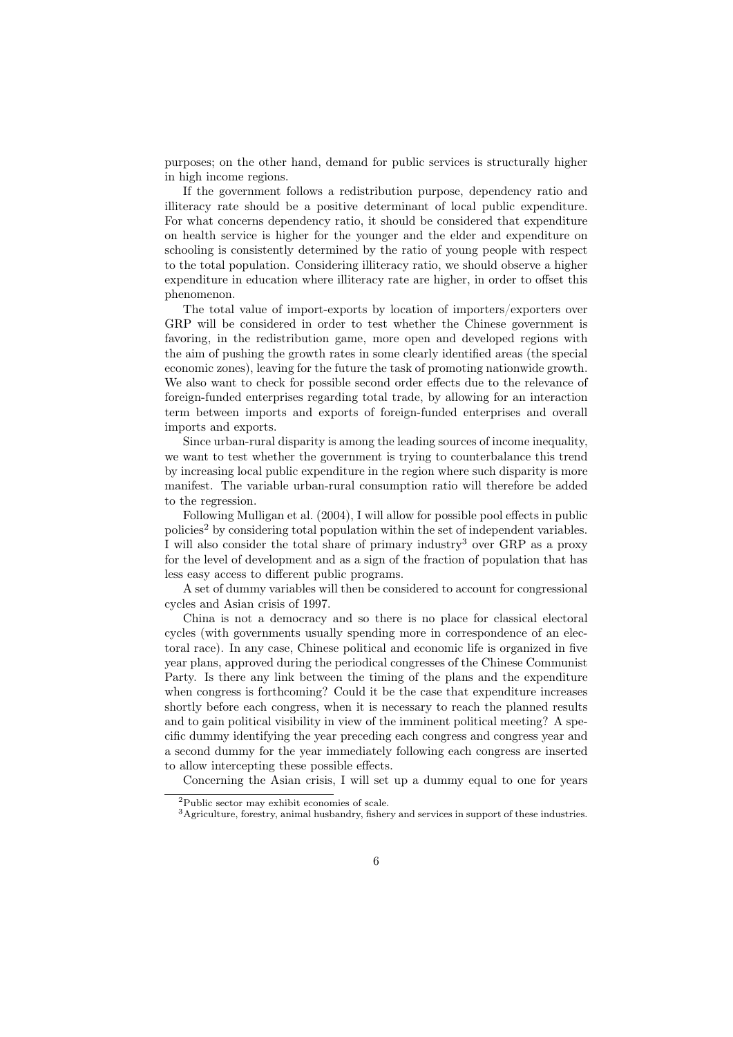purposes; on the other hand, demand for public services is structurally higher in high income regions.

If the government follows a redistribution purpose, dependency ratio and illiteracy rate should be a positive determinant of local public expenditure. For what concerns dependency ratio, it should be considered that expenditure on health service is higher for the younger and the elder and expenditure on schooling is consistently determined by the ratio of young people with respect to the total population. Considering illiteracy ratio, we should observe a higher expenditure in education where illiteracy rate are higher, in order to offset this phenomenon.

The total value of import-exports by location of importers/exporters over GRP will be considered in order to test whether the Chinese government is favoring, in the redistribution game, more open and developed regions with the aim of pushing the growth rates in some clearly identified areas (the special economic zones), leaving for the future the task of promoting nationwide growth. We also want to check for possible second order effects due to the relevance of foreign-funded enterprises regarding total trade, by allowing for an interaction term between imports and exports of foreign-funded enterprises and overall imports and exports.

Since urban-rural disparity is among the leading sources of income inequality, we want to test whether the government is trying to counterbalance this trend by increasing local public expenditure in the region where such disparity is more manifest. The variable urban-rural consumption ratio will therefore be added to the regression.

Following Mulligan et al. (2004), I will allow for possible pool effects in public policies[2] by considering total population within the set of independent variables. I will also consider the total share of primary industry[3] over GRP as a proxy for the level of development and as a sign of the fraction of population that has less easy access to different public programs.

A set of dummy variables will then be considered to account for congressional cycles and Asian crisis of 1997.

China is not a democracy and so there is no place for classical electoral cycles (with governments usually spending more in correspondence of an electoral race). In any case, Chinese political and economic life is organized in five year plans, approved during the periodical congresses of the Chinese Communist Party. Is there any link between the timing of the plans and the expenditure when congress is forthcoming? Could it be the case that expenditure increases shortly before each congress, when it is necessary to reach the planned results and to gain political visibility in view of the imminent political meeting? A specific dummy identifying the year preceding each congress and congress year and a second dummy for the year immediately following each congress are inserted to allow intercepting these possible effects.

Concerning the Asian crisis, I will set up a dummy equal to one for years

[2] Public sector may exhibit economies of scale.

[3] Agriculture, forestry, animal husbandry, fishery and services in support of these industries.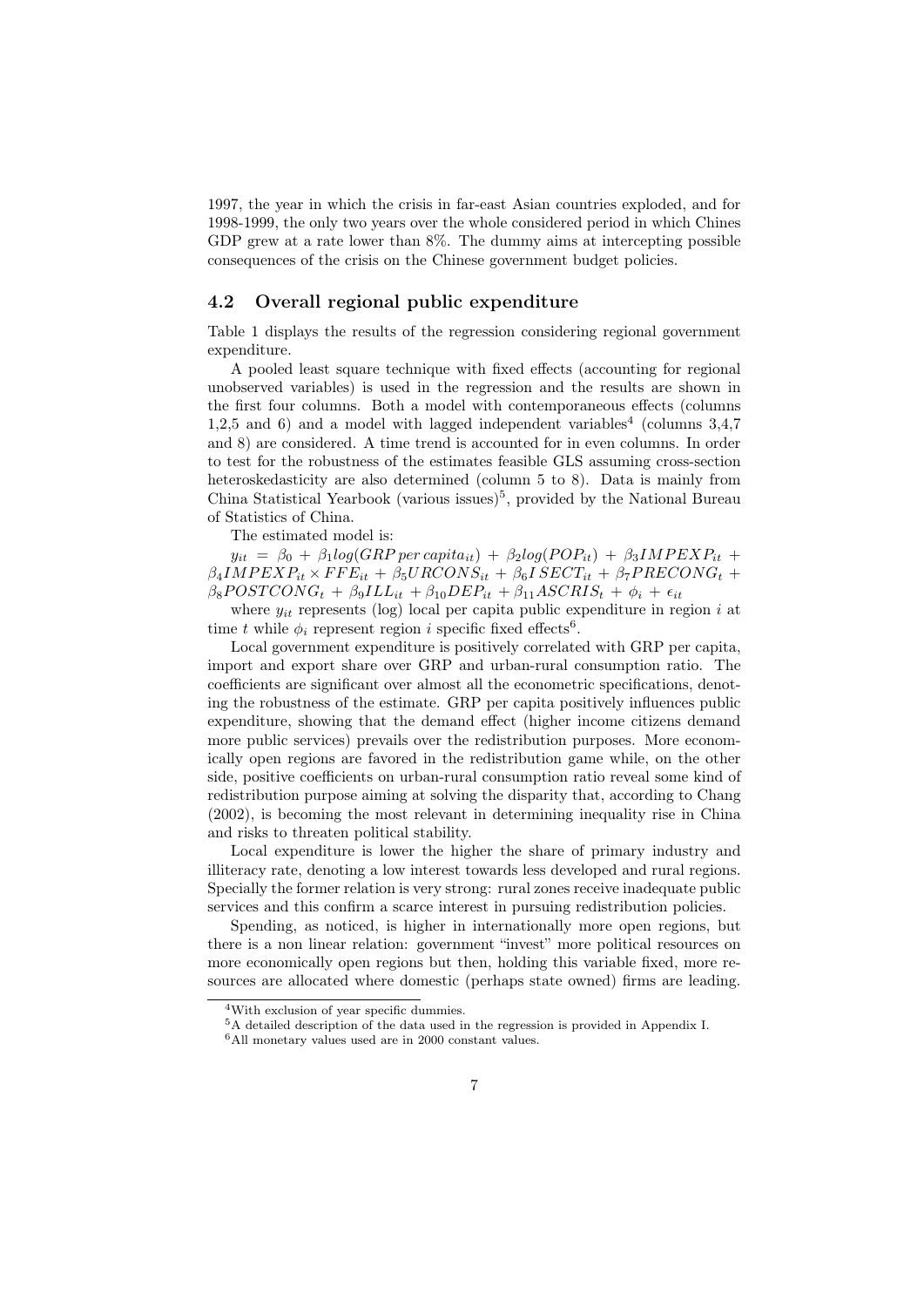1997, the year in which the crisis in far-east Asian countries exploded, and for 1998-1999, the only two years over the whole considered period in which Chines GDP grew at a rate lower than 8%. The dummy aims at intercepting possible consequences of the crisis on the Chinese government budget policies.

### 4.2 Overall regional public expenditure

Table 1 displays the results of the regression considering regional government expenditure.

A pooled least square technique with fixed effects (accounting for regional unobserved variables) is used in the regression and the results are shown in the first four columns. Both a model with contemporaneous effects (columns 1,2,5 and 6) and a model with lagged independent variables[4] (columns 3,4,7 and 8) are considered. A time trend is accounted for in even columns. In order to test for the robustness of the estimates feasible GLS assuming cross-section heteroskedasticity are also determined (column 5 to 8). Data is mainly from China Statistical Yearbook (various issues)[5], provided by the National Bureau of Statistics of China.

The estimated model is:

$y_{it} = \beta_0 + \beta_1 log(GRP\,per\,capita_{it}) + \beta_2 log(POP_{it}) + \beta_3 IMPEXP_{it} + \beta_4 IMPEXP_{it} \times FFE_{it} + \beta_5 URCONS_{it} + \beta_6 ISECT_{it} + \beta_7 PRECONG_t + \beta_8 POSTCONG_t + \beta_9 ILL_{it} + \beta_{10} DEP_{it} + \beta_{11} ASCRIS_t + \phi_i + \epsilon_{it}$

where $y_{it}$ represents (log) local per capita public expenditure in region $i$ at time $t$ while $\phi_i$ represent region $i$ specific fixed effects[6].

Local government expenditure is positively correlated with GRP per capita, import and export share over GRP and urban-rural consumption ratio. The coefficients are significant over almost all the econometric specifications, denoting the robustness of the estimate. GRP per capita positively influences public expenditure, showing that the demand effect (higher income citizens demand more public services) prevails over the redistribution purposes. More economically open regions are favored in the redistribution game while, on the other side, positive coefficients on urban-rural consumption ratio reveal some kind of redistribution purpose aiming at solving the disparity that, according to Chang (2002), is becoming the most relevant in determining inequality rise in China and risks to threaten political stability.

Local expenditure is lower the higher the share of primary industry and illiteracy rate, denoting a low interest towards less developed and rural regions. Specially the former relation is very strong: rural zones receive inadequate public services and this confirm a scarce interest in pursuing redistribution policies.

Spending, as noticed, is higher in internationally more open regions, but there is a non linear relation: government "invest" more political resources on more economically open regions but then, holding this variable fixed, more resources are allocated where domestic (perhaps state owned) firms are leading.

[4] With exclusion of year specific dummies.

[5] A detailed description of the data used in the regression is provided in Appendix I.

[6] All monetary values used are in 2000 constant values.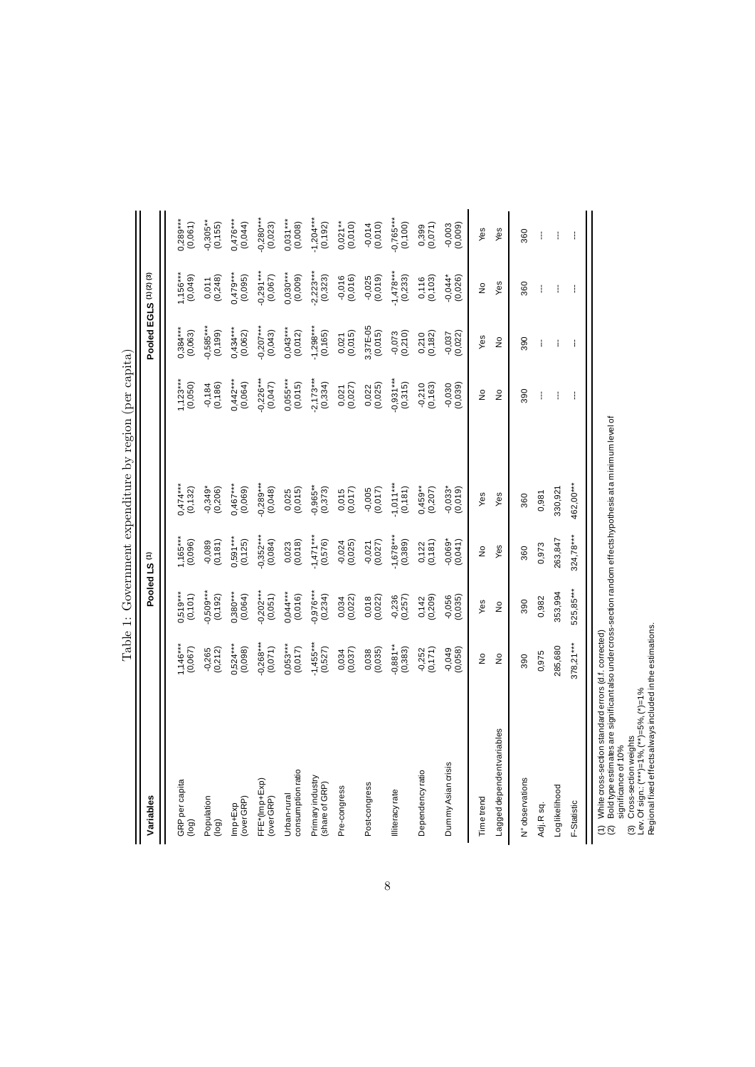Table 1: Government expenditure by region (per capita)

| Variables | Pooled LS [1] | | | Pooled EGLS [1][2][3] | | |
|---|---|---|---|---|---|---|
| GRP per capita (log) | 1,146*** (0,067) | 0,519*** (0,101) | 1,165*** (0,096) | 0,474*** (0,132) | 1,123*** (0,050) | 0,384*** (0,063) | 1,156*** (0,049) | 0,289*** (0,061) |
| Population (log) | -0,265 (0,212) | -0,509*** (0,192) | -0,089 (0,181) | -0,349* (0,206) | -0,184 (0,186) | -0,585*** (0,199) | 0,011 (0,248) | -0,305** (0,155) |
| Imp+Exp (over GRP) | 0,524*** (0,098) | 0,380*** (0,064) | 0,591*** (0,125) | 0,467*** (0,069) | 0,442*** (0,064) | 0,434*** (0,062) | 0,479*** (0,095) | 0,476*** (0,044) |
| FFE*(Imp+Exp) (over GRP) | -0,268*** (0,071) | -0,202*** (0,051) | -0,352*** (0,084) | -0,289*** (0,048) | -0,226*** (0,047) | -0,207*** (0,043) | -0,291*** (0,067) | -0,280*** (0,023) |
| Urban-rural consumption ratio | 0,053*** (0,017) | 0,044*** (0,016) | 0,023 (0,018) | 0,025 (0,015) | 0,055*** (0,015) | 0,043*** (0,012) | 0,030*** (0,009) | 0,031*** (0,008) |
| Primary industry (share of GRP) | -1,455*** (0,527) | -0,976*** (0,234) | -1,471*** (0,576) | -0,965** (0,373) | -2,173*** (0,334) | -1,298*** (0,165) | -2,223*** (0,323) | -1,204*** (0,192) |
| Pre-congress | 0,034 (0,037) | 0,034 (0,022) | -0,024 (0,025) | 0,015 (0,017) | 0,021 (0,027) | 0,021 (0,015) | -0,016 (0,016) | 0,021** (0,010) |
| Post-congress | 0,038 (0,035) | 0,018 (0,022) | -0,021 (0,027) | -0,005 (0,017) | 0,022 (0,025) | 3,37E-05 (0,015) | -0,025 (0,019) | -0,014 (0,010) |
| Illiteracy rate | -0,881** (0,383) | -0,236 (0,257) | -1,678*** (0,389) | -1,011*** (0,181) | -0,931*** (0,315) | -0,073 (0,210) | -1,478*** (0,233) | -0,765*** (0,100) |
| Dependency ratio | -0,252 (0,171) | 0,142 (0,209) | 0,122 (0,181) | 0,459** (0,207) | -0,210 (0,163) | 0,210 (0,182) | 0,116 (0,103) | 0,399 (0,071) |
| Dummy Asian crisis | -0,049 (0,058) | -0,056 (0,035) | -0,069* (0,041) | -0,033* (0,019) | -0,030 (0,039) | -0,037 (0,022) | -0,044* (0,026) | -0,003 (0,009) |
| Time trend | No | Yes | No | Yes | No | Yes | No | Yes |
| Lagged dependent variables | No | No | Yes | Yes | No | No | Yes | Yes |
| N° observations | 390 | 390 | 360 | 360 | 390 | 390 | 360 | 360 |
| Adj. R sq. | 0,975 | 0,982 | 0,973 | 0,981 | --- | --- | --- | --- |
| Loglikelihood | 285,680 | 353,994 | 263,847 | 330,921 | --- | --- | --- | --- |
| F-Statistic | 378,21*** | 525,85*** | 324,78*** | 462,00*** | --- | --- | --- | --- |

(1) White cross-section standard errors (d.f. corrected)
(2) Bold type estimates are significant also under cross-section random effects hypothesis at a minimum level of significance of 10%
(3) Cross-section weights
Lev. Of sign.: (***)=1%, (**)=5%, (*)=1%
Regional fixed effects always included in the estimations.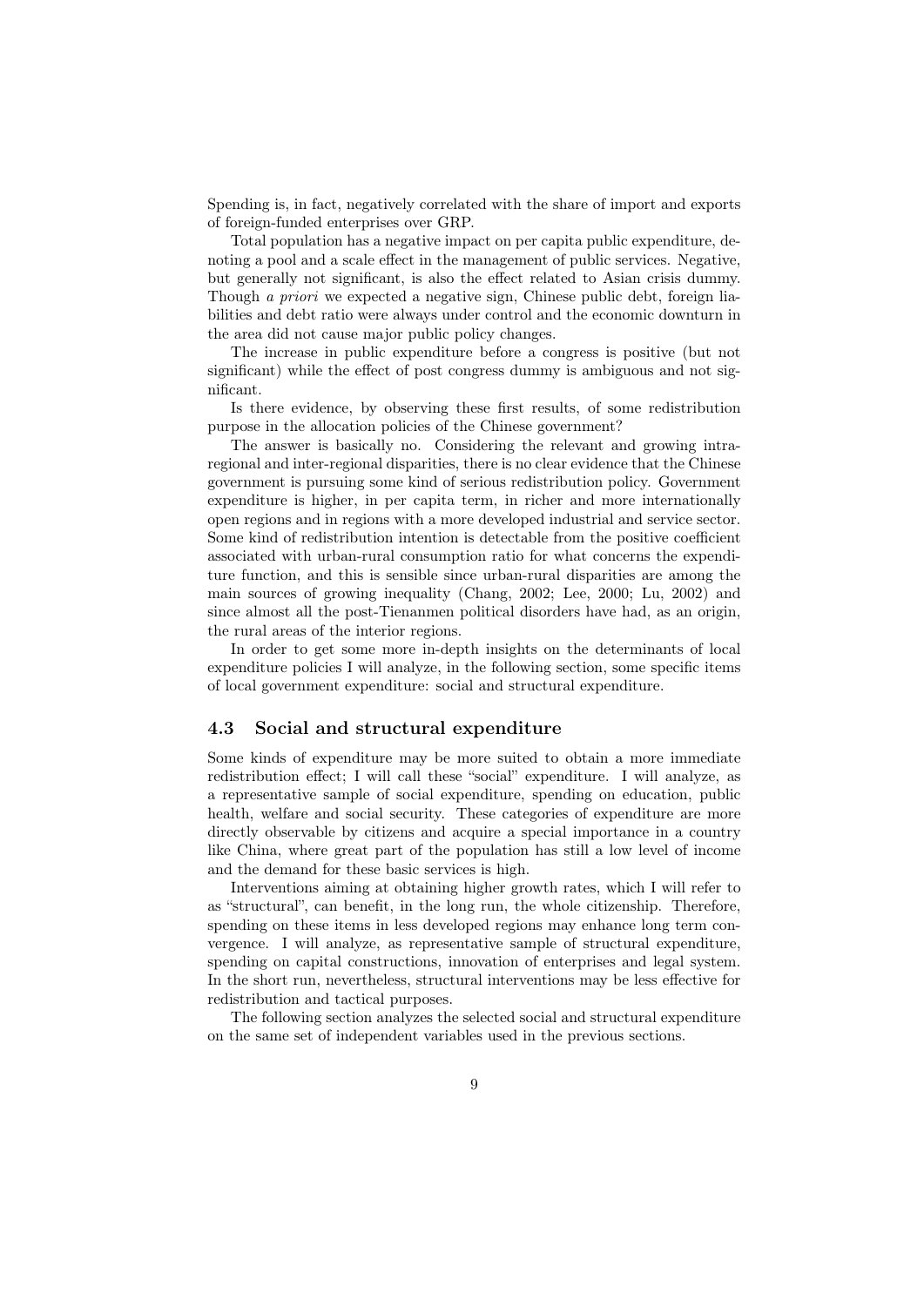Spending is, in fact, negatively correlated with the share of import and exports of foreign-funded enterprises over GRP.

Total population has a negative impact on per capita public expenditure, denoting a pool and a scale effect in the management of public services. Negative, but generally not significant, is also the effect related to Asian crisis dummy. Though *a priori* we expected a negative sign, Chinese public debt, foreign liabilities and debt ratio were always under control and the economic downturn in the area did not cause major public policy changes.

The increase in public expenditure before a congress is positive (but not significant) while the effect of post congress dummy is ambiguous and not significant.

Is there evidence, by observing these first results, of some redistribution purpose in the allocation policies of the Chinese government?

The answer is basically no. Considering the relevant and growing intra-regional and inter-regional disparities, there is no clear evidence that the Chinese government is pursuing some kind of serious redistribution policy. Government expenditure is higher, in per capita term, in richer and more internationally open regions and in regions with a more developed industrial and service sector. Some kind of redistribution intention is detectable from the positive coefficient associated with urban-rural consumption ratio for what concerns the expenditure function, and this is sensible since urban-rural disparities are among the main sources of growing inequality (Chang, 2002; Lee, 2000; Lu, 2002) and since almost all the post-Tienanmen political disorders have had, as an origin, the rural areas of the interior regions.

In order to get some more in-depth insights on the determinants of local expenditure policies I will analyze, in the following section, some specific items of local government expenditure: social and structural expenditure.

### 4.3 Social and structural expenditure

Some kinds of expenditure may be more suited to obtain a more immediate redistribution effect; I will call these "social" expenditure. I will analyze, as a representative sample of social expenditure, spending on education, public health, welfare and social security. These categories of expenditure are more directly observable by citizens and acquire a special importance in a country like China, where great part of the population has still a low level of income and the demand for these basic services is high.

Interventions aiming at obtaining higher growth rates, which I will refer to as "structural", can benefit, in the long run, the whole citizenship. Therefore, spending on these items in less developed regions may enhance long term convergence. I will analyze, as representative sample of structural expenditure, spending on capital constructions, innovation of enterprises and legal system. In the short run, nevertheless, structural interventions may be less effective for redistribution and tactical purposes.

The following section analyzes the selected social and structural expenditure on the same set of independent variables used in the previous sections.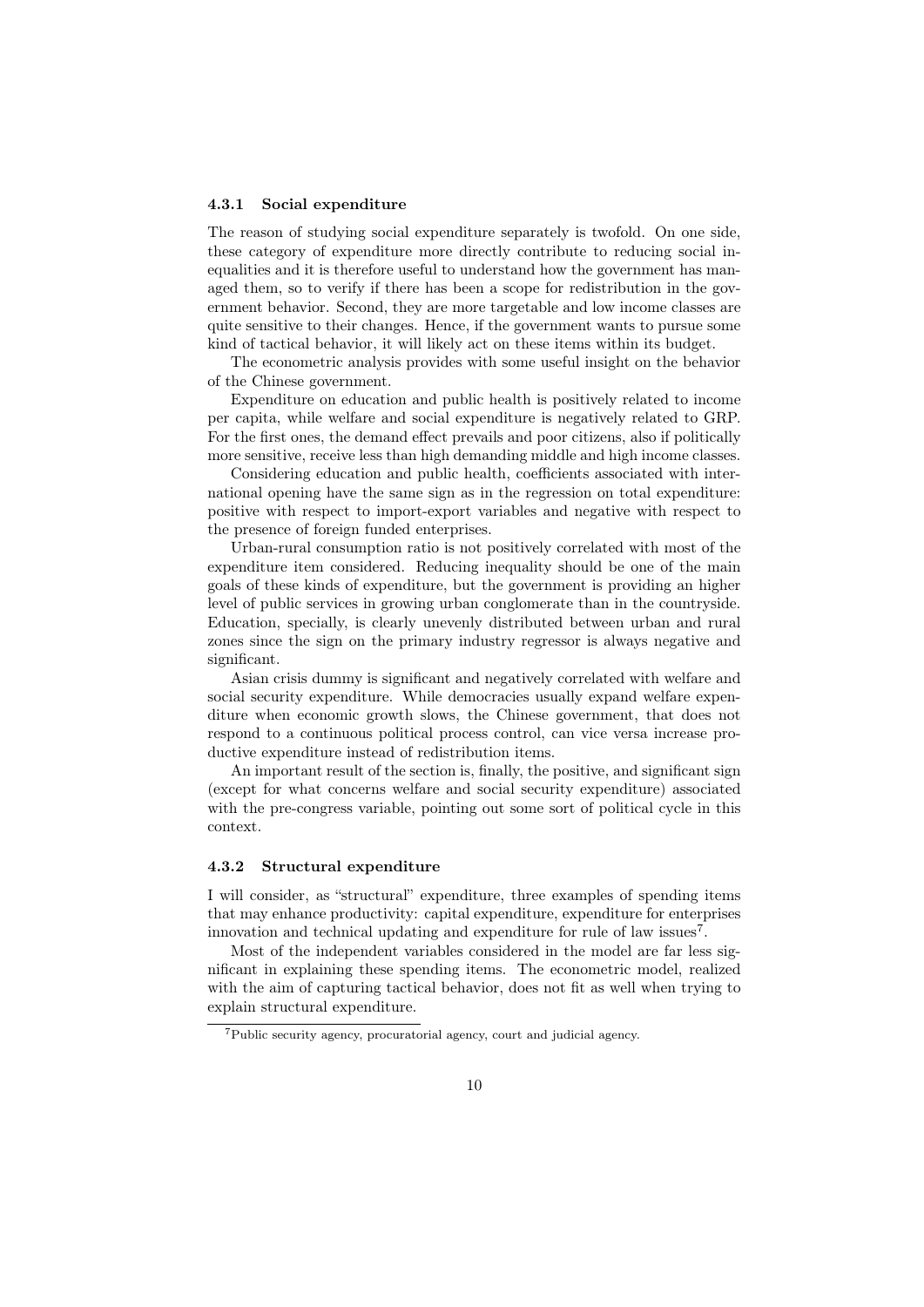### 4.3.1 Social expenditure

The reason of studying social expenditure separately is twofold. On one side, these category of expenditure more directly contribute to reducing social inequalities and it is therefore useful to understand how the government has managed them, so to verify if there has been a scope for redistribution in the government behavior. Second, they are more targetable and low income classes are quite sensitive to their changes. Hence, if the government wants to pursue some kind of tactical behavior, it will likely act on these items within its budget.

The econometric analysis provides with some useful insight on the behavior of the Chinese government.

Expenditure on education and public health is positively related to income per capita, while welfare and social expenditure is negatively related to GRP. For the first ones, the demand effect prevails and poor citizens, also if politically more sensitive, receive less than high demanding middle and high income classes.

Considering education and public health, coefficients associated with international opening have the same sign as in the regression on total expenditure: positive with respect to import-export variables and negative with respect to the presence of foreign funded enterprises.

Urban-rural consumption ratio is not positively correlated with most of the expenditure item considered. Reducing inequality should be one of the main goals of these kinds of expenditure, but the government is providing an higher level of public services in growing urban conglomerate than in the countryside. Education, specially, is clearly unevenly distributed between urban and rural zones since the sign on the primary industry regressor is always negative and significant.

Asian crisis dummy is significant and negatively correlated with welfare and social security expenditure. While democracies usually expand welfare expenditure when economic growth slows, the Chinese government, that does not respond to a continuous political process control, can vice versa increase productive expenditure instead of redistribution items.

An important result of the section is, finally, the positive, and significant sign (except for what concerns welfare and social security expenditure) associated with the pre-congress variable, pointing out some sort of political cycle in this context.

### 4.3.2 Structural expenditure

I will consider, as "structural" expenditure, three examples of spending items that may enhance productivity: capital expenditure, expenditure for enterprises innovation and technical updating and expenditure for rule of law issues[7].

Most of the independent variables considered in the model are far less significant in explaining these spending items. The econometric model, realized with the aim of capturing tactical behavior, does not fit as well when trying to explain structural expenditure.

[7] Public security agency, procuratorial agency, court and judicial agency.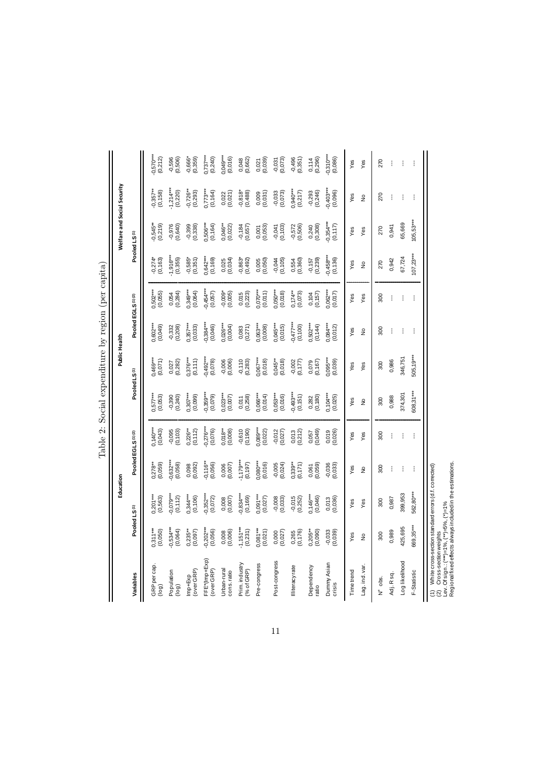Table 2: Social expenditure by region (per capita)

| Variables | Education | | | | Public Health | | | | Welfare and Social Security | | | |
|---|---|---|---|---|---|---|---|---|---|---|---|---|
| | Pooled LS (1) | | Pooled EGLS (1)(2) | | Pooled LS (1) | | Pooled EGLS (1)(2) | | Pooled LS (1) | | | |
| GRP per cap. (log) | 0,311*** (0,050) | 0,201*** (0,563) | 0,278** (0,059) | 0,140*** (0,043) | 0,577*** (0,053) | 0,469*** (0,071) | 0,602*** (0,049) | 0,502*** (0,055) | -0,274* (0,163) | -0,545** (0,219) | -0,357** (0,158) | -0,570*** (0,212) |
| Population (log) | -0,534*** (0,064) | -0,079*** (0,112) | -0,632*** (0,058) | -0,095 (0,103) | -0,390 (0,240) | 0,027 (0,282) | -0,332 (0,208) | 0,054 (0,284) | -1,916*** (0,355) | -0,976 (0,640) | -1,214*** (0,220) | -0,596 (0,506) |
| Imp+Exp (over GRP) | 0,235** (0,097) | 0,344*** (0,106) | 0,098 (0,092) | 0,226** (0,112) | 0,307*** (0,099) | 0,376*** (0,111) | 0,357*** (0,033) | 0,349*** (0,064) | -0,585* (0,351) | -0,399 (0,338) | -0,726** (0,293) | -0,666* (0,359) |
| FFE*(Imp+Exp) (over GRP) | -0,202*** (0,056) | -0,352*** (0,072) | -0,116** (0,056) | -0,276*** (0,076) | -0,359*** (0,079) | -0,492*** (0,078) | -0,384*** (0,046) | -0,454*** (0,057) | 0,642*** (0,169) | 0,506*** (0,164) | 0,773*** (0,164) | 0,737*** (0,240) |
| Urban-rural cons. ratio | 0,008 (0,006) | 0,008 (0,007) | 0,006 (0,007) | 0,018** (0,008) | 0,023*** (0,007) | -0,006 (0,006) | 0,026*** (0,004) | -0,009* (0,005) | 0,025 (0,034) | 0,046** (0,022) | 0,022 (0,021) | 0,049*** (0,016) |
| Prim. industry (% of GRP) | -1,151*** (0,231) | -0,834*** (0,169) | -1,179*** (0,197) | -0,610 (0,190) | 0,011 (0,258) | -0,110 (0,283) | 0,083 (0,271) | 0,015 (0,223) | -0,863* (0,492) | -0,184 (0,657) | -0,818* (0,488) | 0,048 (0,662) |
| Pre-congress | 0,081*** (0,021) | 0,091*** (0,027) | 0,080*** (0,016) | 0,089*** (0,022) | 0,066*** (0,014) | 0,067*** (0,018) | 0,063*** (0,008) | 0,070*** (0,011) | 0,005 (0,050) | 0,001 (0,053) | 0,009 (0,031) | 0,021 (0,039) |
| Post-congress | 0,000 (0,027) | -0,008 (0,033) | -0,005 (0,024) | -0,012 (0,027) | 0,053*** (0,016) | 0,045** (0,018) | 0,045*** (0,015) | 0,050*** (0,018) | -0,044 (0,105) | -0,041 (0,103) | -0,033 (0,073) | -0,031 (0,073) |
| Illiteracy rate | 0,265 (0,176) | -0,015 (0,252) | 0,339** (0,171) | 0,013 (0,212) | -0,493*** (0,151) | -0,002 (0,177) | -0,477*** (0,100) | 0,174** (0,073) | 0,554 (0,360) | -0,572 (0,506) | 0,940*** (0,217) | -0,496 (0,351) |
| Dependency ratio | 0,205** (0,090) | 0,146*** (0,046) | 0,061 (0,059) | 0,057 (0,049) | 0,282 (0,180) | 0,079 (0,167) | 0,502*** (0,144) | 0,104 (0,157) | -0,157 (0,239) | 0,240 (0,308) | -0,293 (0,246) | 0,114 (0,296) |
| Dummy Asian crisis | -0,033 (0,039) | 0,013 (0,036) | -0,036 (0,033) | 0,019 (0,026) | 0,104*** (0,025) | 0,095*** (0,039) | 0,084*** (0,012) | 0,062*** (0,017) | -0,458*** (0,136) | -0,354*** (0,117) | -0,403*** (0,096) | -0,310*** (0,086) |
| Time trend | Yes | Yes | Yes | Yes | Yes | Yes | Yes | Yes | Yes | Yes | Yes | Yes |
| Lag. ind. var. | No | Yes | No | Yes | No | Yes | No | Yes | No | Yes | No | Yes |
| N° obs. | 300 | 300 | 300 | 300 | 300 | 300 | 300 | 300 | 270 | 270 | 270 | 270 |
| Adj. R sq. | 0,989 | 0,987 | --- | --- | 0,988 | 0,986 | --- | --- | 0,942 | 0,941 | --- | --- |
| Log likelihood | 425,695 | 399,953 | --- | --- | 374,301 | 346,751 | --- | --- | 67,724 | 65,669 | --- | --- |
| F-Statistic | 669,35*** | 562,80*** | --- | --- | 608,31*** | 505,19*** | --- | --- | 107,23*** | 105,53*** | --- | --- |

(1) White cross-section standard errors (d.f. corrected)
(2) Cross-section weights
Lev. Of sign.: (***)=1%, (**)=5%, (*)=1%
Regional fixed effects always included in the estimations.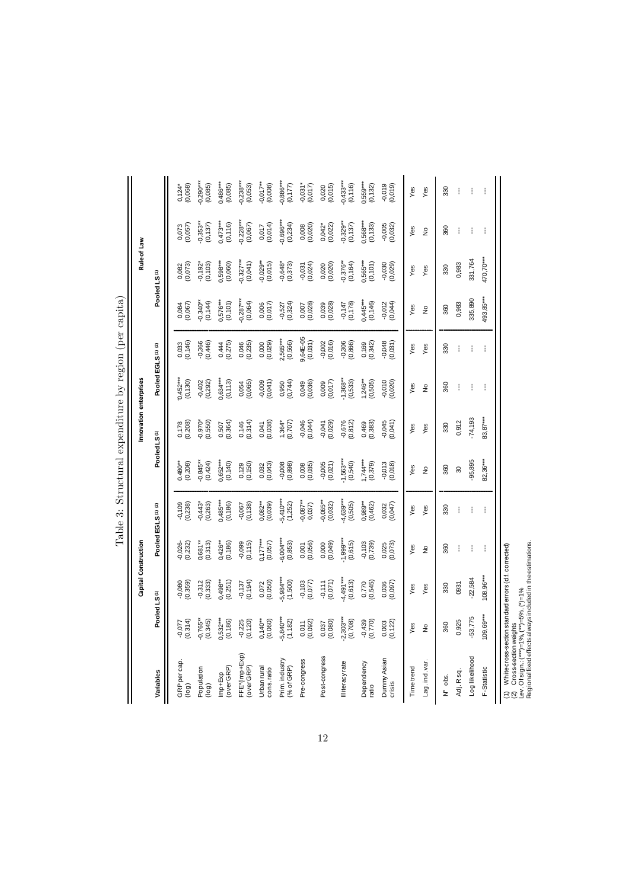# Table 3: Structural expenditure by region (per capita)

| Variables | Capital Construction | | | | Innovation enterprises | | | | Rule of Law | | | |
|---|---|---|---|---|---|---|---|---|---|---|---|---|
| | Pooled LS (1) | | Pooled EGLS (1) (2) | | Pooled LS (1) | | Pooled EGLS (1) (2) | | Pooled LS (1) | | | |
| GRP per cap. (log) | -0,077 (0,314) | -0,080 (0,359) | -0,026- (0,232) | -0,109 (0,238) | 0,480** (0,208) | 0,178 (0,208) | 0,452*** (0,130) | 0,033 (0,146) | 0,084 (0,067) | 0,082 (0,073) | 0,073 (0,057) | 0,124* (0,068) |
| Population (log) | -0,765** (0,345) | -0,312 (0,333) | 0,681** (0,313) | -0,443* (0,263) | -0,845** (0,424) | -0,970* (0,550) | -0,402 (0,292) | -0,366 (0,446) | -0,340** (0,144) | -0,192* (0,103) | -0,353** (0,137) | -0,290*** (0,085) |
| Imp+Exp (over GRP) | 0,532*** (0,186) | 0,498** (0,251) | 0,426** (0,186) | 0,485*** (0,186) | 0,652*** (0,140) | 0,507 (0,364) | 0,634*** (0,113) | 0,444 (0,275) | 0,576*** (0,101) | 0,598*** (0,060) | 0,473*** (0,116) | 0,486*** (0,085) |
| FFE*(Imp+Exp) (over GRP) | -0,225 (0,120) | -0,137 (0,194) | -0,099 (0,115) | -0,067 (0,138) | 0,129 (0,150) | 0,146 (0,314) | 0,054 (0,065) | 0,046 (0,235) | -0,287*** (0,064) | -0,327*** (0,041) | -0,228*** (0,067) | -0,238*** (0,053) |
| Urban rural cons. ratio | 0,140** (0,060) | 0,072 (0,050) | 0,177*** (0,057) | 0,082** (0,039) | 0,032 (0,043) | 0,041 (0,038) | -0,009 (0,041) | 0,000 (0,029) | 0,006 (0,017) | -0,029** (0,015) | 0,017 (0,014) | -0,017** (0,008) |
| Prim. industry (% of GRP) | -5,840*** (1,182) | -5,984*** (1,500) | -6,004*** (0,853) | -5,410*** (1,252) | -0,008 (0,898) | 1,364* (0,707) | 0,950 (0,744) | 2,565*** (0,566) | -0,527 (0,324) | -0,648* (0,373) | -0,696*** (0,234) | -0,886*** (0,177) |
| Pre-congress | 0,011 (0,092) | -0,103 (0,077) | 0,001 (0,056) | -0,087** 0,037) | 0,008 (0,035) | -0,046 (0,044) | 0,049 (0,036) | 9,64E-05 (0,031) | 0,007 (0,028) | -0,031 (0,024) | 0,008 (0,020) | -0,031* (0,017) |
| Post-congress | 0,037 (0,080) | -0,111 (0,071) | 0,000 (0,049) | -0,065** (0,032) | -0,005 (0,021) | -0,041 (0,029) | 0,009 (0,017) | -0,002 (0,016) | 0,039 (0,028) | 0,020 (0,020) | 0,042* (0,022) | 0,020 (0,015) |
| Illiteracy rate | -2,303*** (0,708) | -4,491*** (0,613) | -1,999*** (0,615) | -4,639*** (0,505) | -1,563*** (0,540) | -0,676 (0,812) | -1,368** (0,533) | -0,306 (0,866) | -0,147 (0,178) | -0,376** (0,164) | -0,329** (0,137) | -0,433*** (0,116) |
| Dependency ratio | -0,439 (0,770) | 0,770 (0,545) | -0,103 (0,739) | 0,989** (0,462) | 1,744*** (0,379) | 0,469 (0,383) | 1,246** (0,505) | 0,169 (0,342) | 0,445*** (0,146) | 0,565*** (0,101) | 0,568*** (0,133) | 0,559*** (0,132) |
| Dummy Asian crisis | 0,003 (0,122) | 0,036 (0,097) | 0,025 (0,073) | 0,032 (0,047) | -0,013 (0,018) | -0,045 (0,041) | -0,010 (0,020) | -0,048 (0,031) | -0,012 (0,044) | -0,030 (0,029) | -0,005 (0,032) | -0,019 (0,019) |
| Time trend | Yes | Yes | Yes | Yes | Yes | Yes | Yes | Yes | Yes | Yes | Yes | Yes |
| Lag. ind. var. | No | Yes | No | Yes | No | Yes | No | Yes | No | Yes | No | Yes |
| N° obs. | 360 | 330 | 360 | 330 | 360 | 330 | 360 | 330 | 360 | 330 | 360 | 330 |
| Adj. R sq. | 0,925 | 0931 | --- | --- | 30 | 0,912 | --- | --- | 0,983 | 0,983 | --- | --- |
| Log likelihood | -53,775 | -22,584 | --- | --- | -95,895 | -74,193 | --- | --- | 335,890 | 331,764 | --- | --- |
| F-Statistic | 109,69*** | 108,96*** | --- | --- | 82,36*** | 83,87*** | --- | --- | 493,85*** | 470,70*** | --- | --- |

(1) White cross-section standard errors (d.f. corrected)
(2) Cross-section weights
Lev. Of sign.: (***)=1%, (**)=5%, (*)=1%
Regional fixed effects always included in the estimations.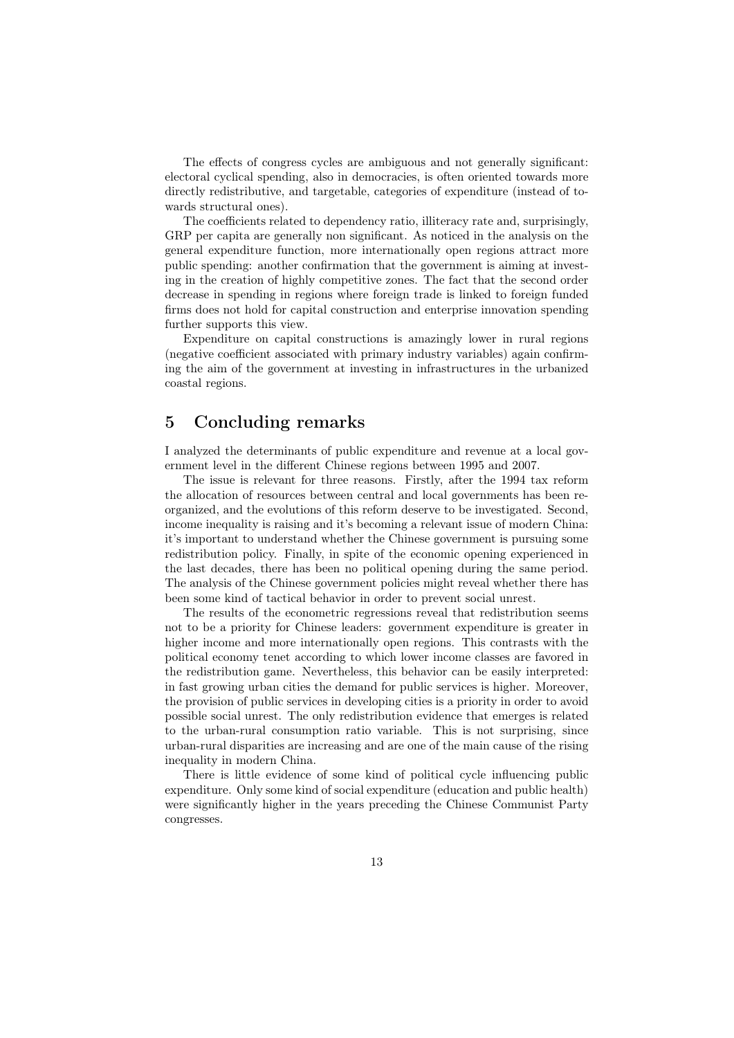The effects of congress cycles are ambiguous and not generally significant: electoral cyclical spending, also in democracies, is often oriented towards more directly redistributive, and targetable, categories of expenditure (instead of towards structural ones).

The coefficients related to dependency ratio, illiteracy rate and, surprisingly, GRP per capita are generally non significant. As noticed in the analysis on the general expenditure function, more internationally open regions attract more public spending: another confirmation that the government is aiming at investing in the creation of highly competitive zones. The fact that the second order decrease in spending in regions where foreign trade is linked to foreign funded firms does not hold for capital construction and enterprise innovation spending further supports this view.

Expenditure on capital constructions is amazingly lower in rural regions (negative coefficient associated with primary industry variables) again confirming the aim of the government at investing in infrastructures in the urbanized coastal regions.

# 5 Concluding remarks

I analyzed the determinants of public expenditure and revenue at a local government level in the different Chinese regions between 1995 and 2007.

The issue is relevant for three reasons. Firstly, after the 1994 tax reform the allocation of resources between central and local governments has been reorganized, and the evolutions of this reform deserve to be investigated. Second, income inequality is raising and it's becoming a relevant issue of modern China: it's important to understand whether the Chinese government is pursuing some redistribution policy. Finally, in spite of the economic opening experienced in the last decades, there has been no political opening during the same period. The analysis of the Chinese government policies might reveal whether there has been some kind of tactical behavior in order to prevent social unrest.

The results of the econometric regressions reveal that redistribution seems not to be a priority for Chinese leaders: government expenditure is greater in higher income and more internationally open regions. This contrasts with the political economy tenet according to which lower income classes are favored in the redistribution game. Nevertheless, this behavior can be easily interpreted: in fast growing urban cities the demand for public services is higher. Moreover, the provision of public services in developing cities is a priority in order to avoid possible social unrest. The only redistribution evidence that emerges is related to the urban-rural consumption ratio variable. This is not surprising, since urban-rural disparities are increasing and are one of the main cause of the rising inequality in modern China.

There is little evidence of some kind of political cycle influencing public expenditure. Only some kind of social expenditure (education and public health) were significantly higher in the years preceding the Chinese Communist Party congresses.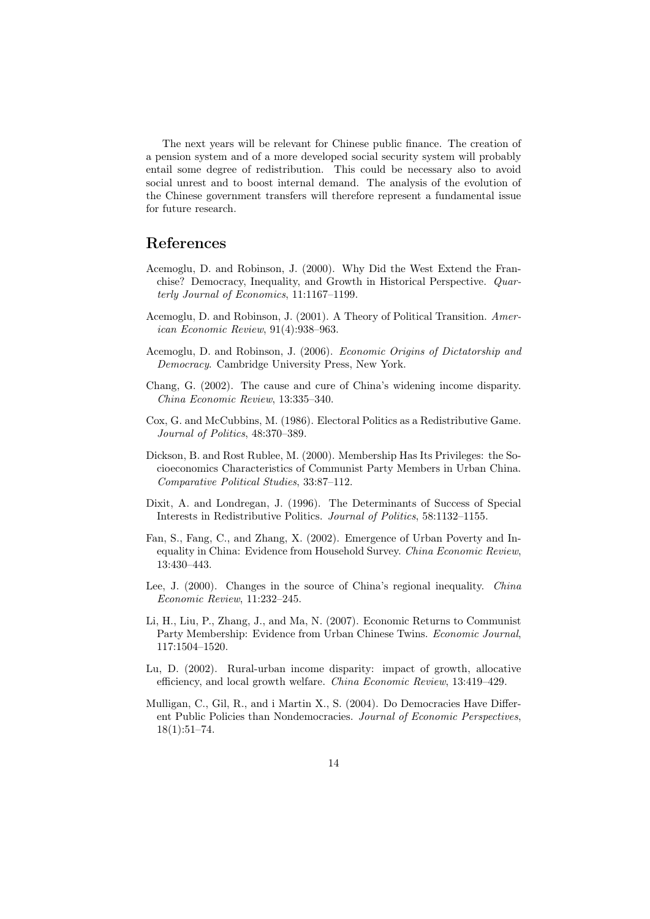The next years will be relevant for Chinese public finance. The creation of a pension system and of a more developed social security system will probably entail some degree of redistribution. This could be necessary also to avoid social unrest and to boost internal demand. The analysis of the evolution of the Chinese government transfers will therefore represent a fundamental issue for future research.

## References

Acemoglu, D. and Robinson, J. (2000). Why Did the West Extend the Franchise? Democracy, Inequality, and Growth in Historical Perspective. *Quarterly Journal of Economics*, 11:1167–1199.

Acemoglu, D. and Robinson, J. (2001). A Theory of Political Transition. *American Economic Review*, 91(4):938–963.

Acemoglu, D. and Robinson, J. (2006). *Economic Origins of Dictatorship and Democracy*. Cambridge University Press, New York.

Chang, G. (2002). The cause and cure of China's widening income disparity. *China Economic Review*, 13:335–340.

Cox, G. and McCubbins, M. (1986). Electoral Politics as a Redistributive Game. *Journal of Politics*, 48:370–389.

Dickson, B. and Rost Rublee, M. (2000). Membership Has Its Privileges: the Socioeconomics Characteristics of Communist Party Members in Urban China. *Comparative Political Studies*, 33:87–112.

Dixit, A. and Londregan, J. (1996). The Determinants of Success of Special Interests in Redistributive Politics. *Journal of Politics*, 58:1132–1155.

Fan, S., Fang, C., and Zhang, X. (2002). Emergence of Urban Poverty and Inequality in China: Evidence from Household Survey. *China Economic Review*, 13:430–443.

Lee, J. (2000). Changes in the source of China's regional inequality. *China Economic Review*, 11:232–245.

Li, H., Liu, P., Zhang, J., and Ma, N. (2007). Economic Returns to Communist Party Membership: Evidence from Urban Chinese Twins. *Economic Journal*, 117:1504–1520.

Lu, D. (2002). Rural-urban income disparity: impact of growth, allocative efficiency, and local growth welfare. *China Economic Review*, 13:419–429.

Mulligan, C., Gil, R., and i Martin X., S. (2004). Do Democracies Have Different Public Policies than Nondemocracies. *Journal of Economic Perspectives*, 18(1):51–74.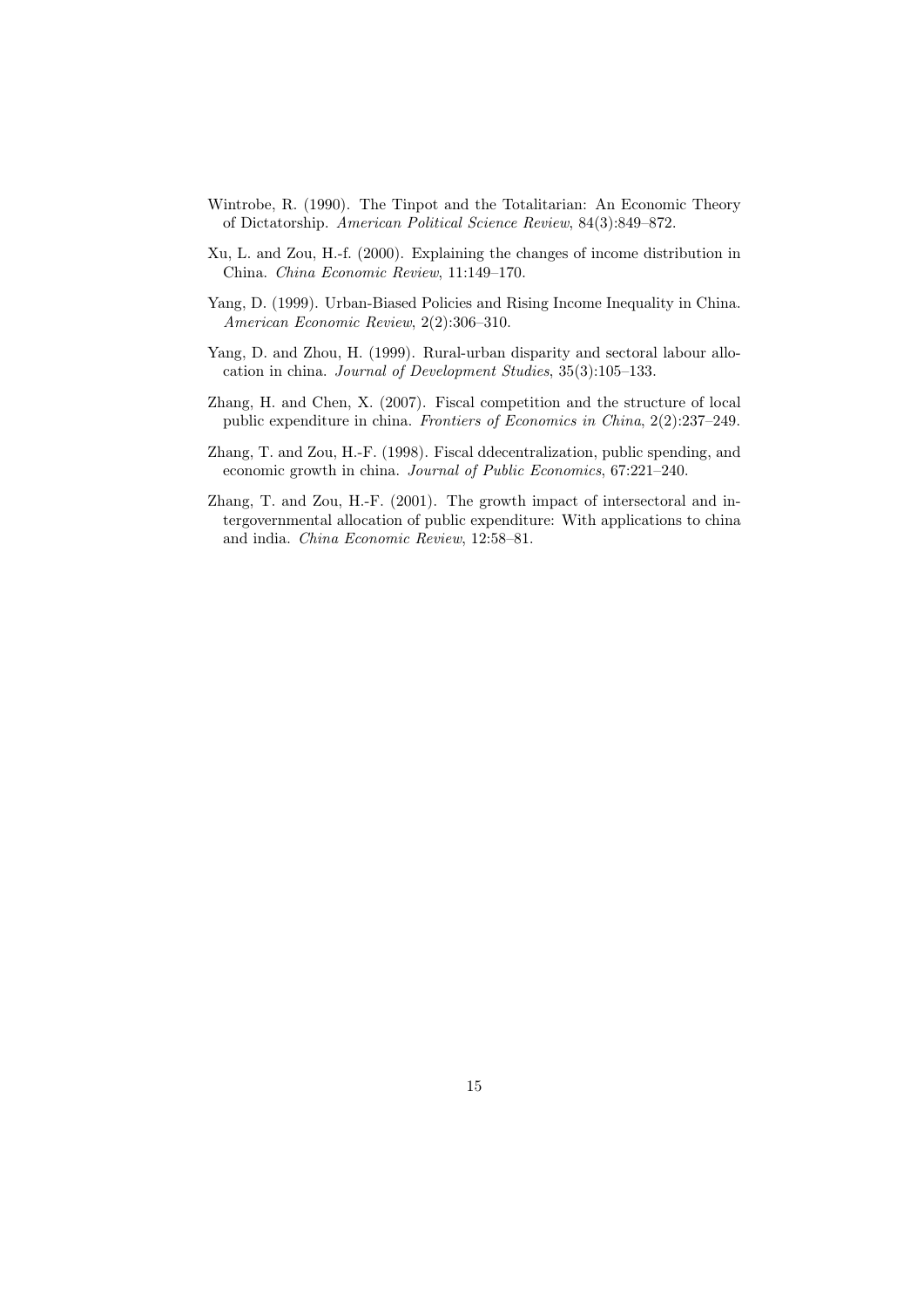Wintrobe, R. (1990). The Tinpot and the Totalitarian: An Economic Theory of Dictatorship. *American Political Science Review*, 84(3):849–872.

Xu, L. and Zou, H.-f. (2000). Explaining the changes of income distribution in China. *China Economic Review*, 11:149–170.

Yang, D. (1999). Urban-Biased Policies and Rising Income Inequality in China. *American Economic Review*, 2(2):306–310.

Yang, D. and Zhou, H. (1999). Rural-urban disparity and sectoral labour allocation in china. *Journal of Development Studies*, 35(3):105–133.

Zhang, H. and Chen, X. (2007). Fiscal competition and the structure of local public expenditure in china. *Frontiers of Economics in China*, 2(2):237–249.

Zhang, T. and Zou, H.-F. (1998). Fiscal ddecentralization, public spending, and economic growth in china. *Journal of Public Economics*, 67:221–240.

Zhang, T. and Zou, H.-F. (2001). The growth impact of intersectoral and intergovernmental allocation of public expenditure: With applications to china and india. *China Economic Review*, 12:58–81.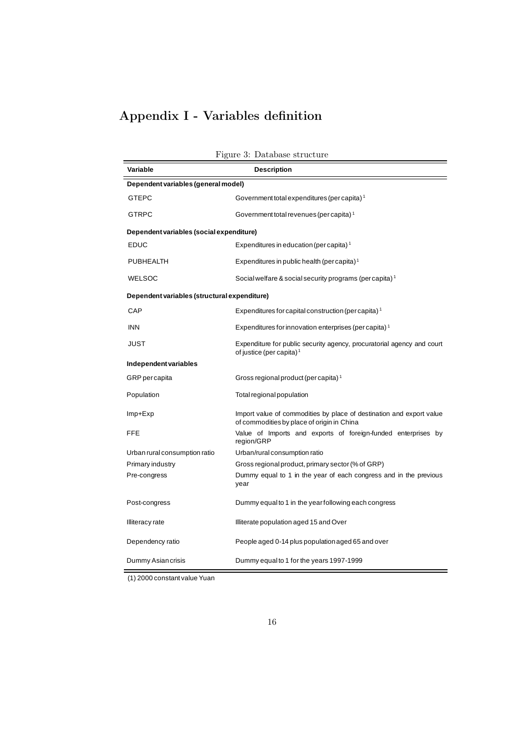## Appendix I - Variables definition

Figure 3: Database structure

| Variable | Description |
|---|---|
| **Dependent variables (general model)** | |
| GTEPC | Government total expenditures (per capita)[1] |
| GTRPC | Government total revenues (per capita)[1] |
| **Dependent variables (social expenditure)** | |
| EDUC | Expenditures in education (per capita)[1] |
| PUBHEALTH | Expenditures in public health (per capita)[1] |
| WELSOC | Social welfare & social security programs (per capita)[1] |
| **Dependent variables (structural expenditure)** | |
| CAP | Expenditures for capital construction (per capita)[1] |
| INN | Expenditures for innovation enterprises (per capita)[1] |
| JUST | Expenditure for public security agency, procuratorial agency and court of justice (per capita)[1] |
| **Independent variables** | |
| GRP per capita | Gross regional product (per capita)[1] |
| Population | Total regional population |
| Imp+Exp | Import value of commodities by place of destination and export value of commodities by place of origin in China |
| FFE | Value of Imports and exports of foreign-funded enterprises by region/GRP |
| Urban rural consumption ratio | Urban/rural consumption ratio |
| Primary industry | Gross regional product, primary sector (% of GRP) |
| Pre-congress | Dummy equal to 1 in the year of each congress and in the previous year |
| Post-congress | Dummy equal to 1 in the year following each congress |
| Illiteracy rate | Illiterate population aged 15 and Over |
| Dependency ratio | People aged 0-14 plus population aged 65 and over |
| Dummy Asian crisis | Dummy equal to 1 for the years 1997-1999 |

(1) 2000 constant value Yuan